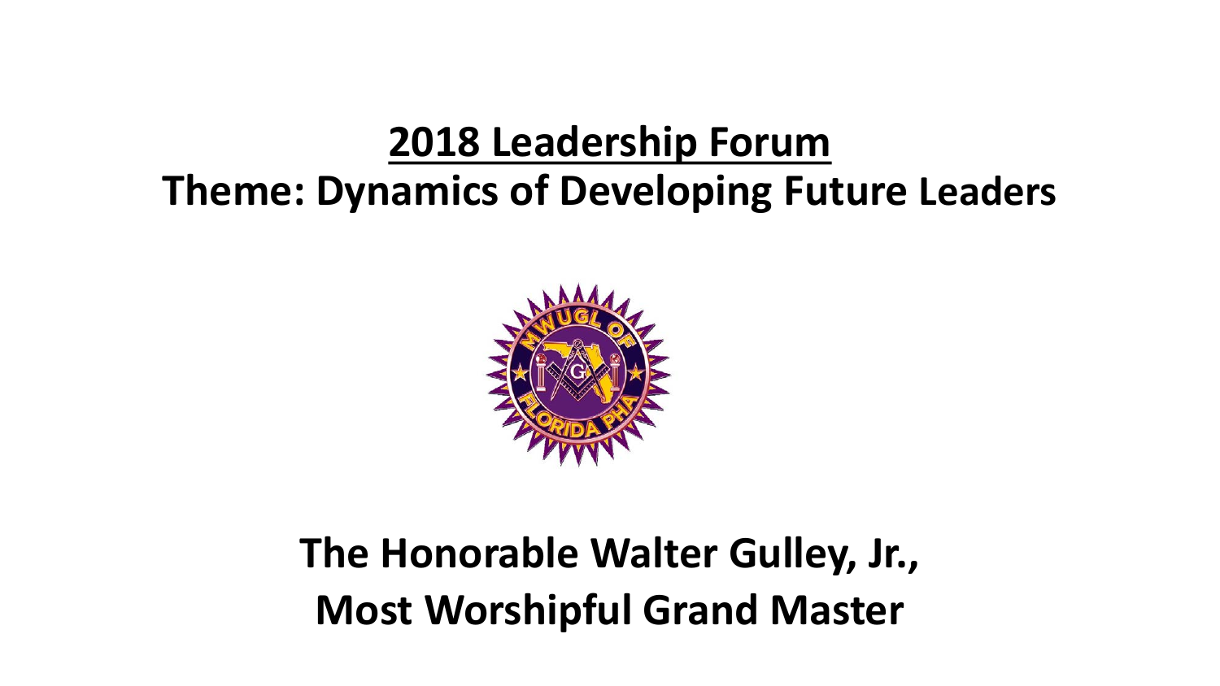# 2018 Leadership Forum

## Theme: Dynamics of Developing Future Leaders

**The Honorable Walter Gulley, Jr.,**
**Most Worshipful Grand Master**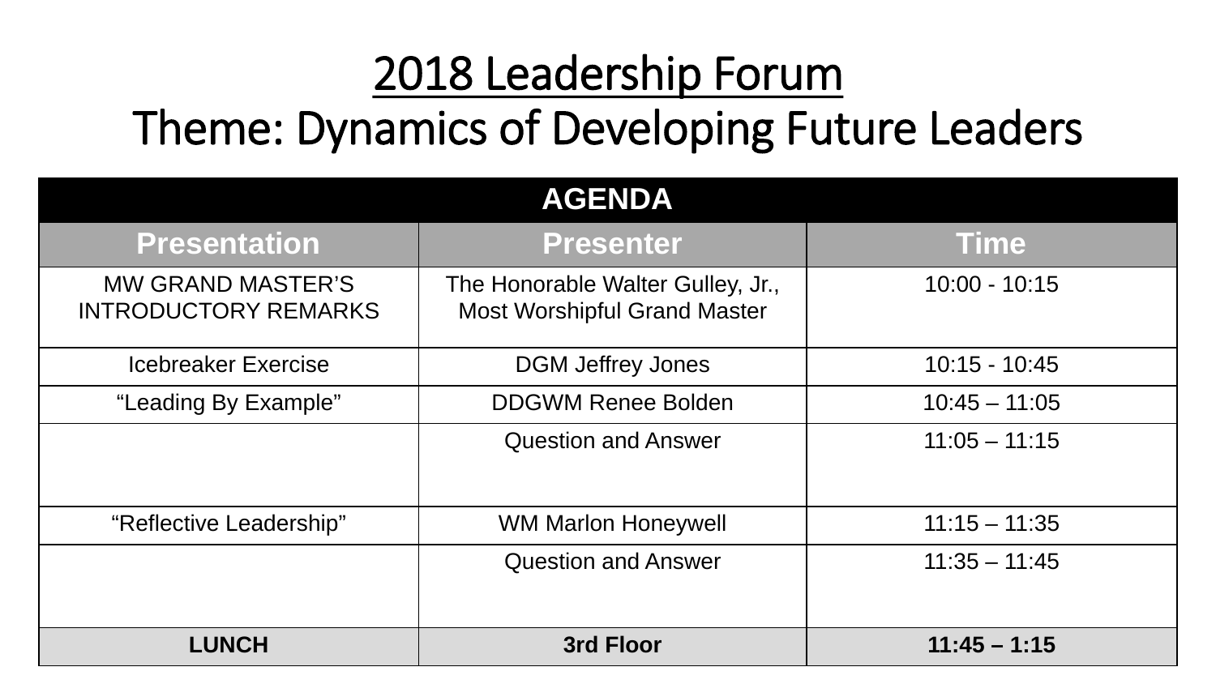# 2018 Leadership Forum

# Theme: Dynamics of Developing Future Leaders

| AGENDA | | |
|---|---|---|
| **Presentation** | **Presenter** | **Time** |
| MW GRAND MASTER'S INTRODUCTORY REMARKS | The Honorable Walter Gulley, Jr., Most Worshipful Grand Master | 10:00 - 10:15 |
| Icebreaker Exercise | DGM Jeffrey Jones | 10:15 - 10:45 |
| "Leading By Example" | DDGWM Renee Bolden | 10:45 – 11:05 |
| | Question and Answer | 11:05 – 11:15 |
| "Reflective Leadership" | WM Marlon Honeywell | 11:15 – 11:35 |
| | Question and Answer | 11:35 – 11:45 |
| **LUNCH** | **3rd Floor** | **11:45 – 1:15** |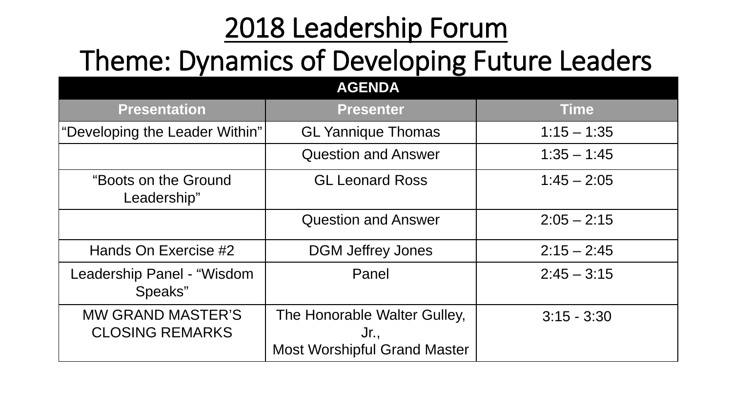# 2018 Leadership Forum
# Theme: Dynamics of Developing Future Leaders

| AGENDA | | |
|---|---|---|
| **Presentation** | **Presenter** | **Time** |
| "Developing the Leader Within" | GL Yannique Thomas | 1:15 – 1:35 |
| | Question and Answer | 1:35 – 1:45 |
| "Boots on the Ground Leadership" | GL Leonard Ross | 1:45 – 2:05 |
| | Question and Answer | 2:05 – 2:15 |
| Hands On Exercise #2 | DGM Jeffrey Jones | 2:15 – 2:45 |
| Leadership Panel - "Wisdom Speaks" | Panel | 2:45 – 3:15 |
| MW GRAND MASTER'S CLOSING REMARKS | The Honorable Walter Gulley, Jr., Most Worshipful Grand Master | 3:15 - 3:30 |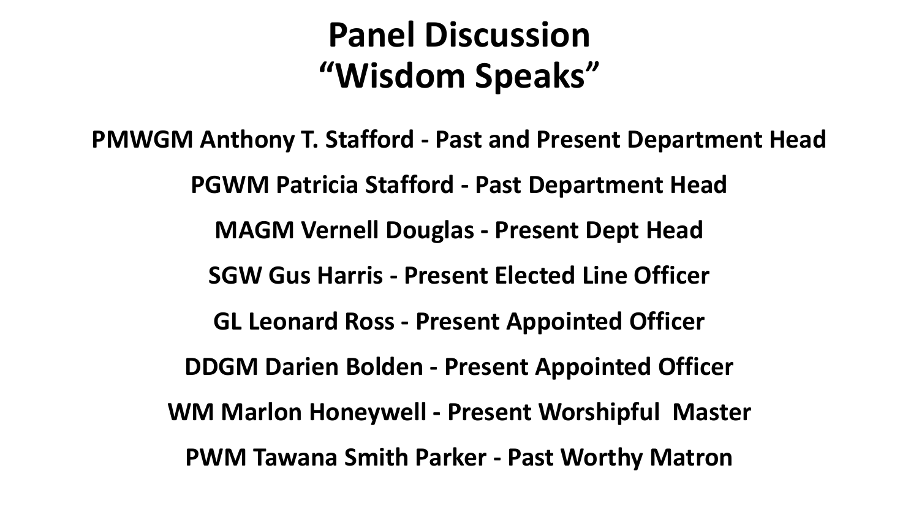# Panel Discussion
# "Wisdom Speaks"

**PMWGM Anthony T. Stafford - Past and Present Department Head**

**PGWM Patricia Stafford - Past Department Head**

**MAGM Vernell Douglas - Present Dept Head**

**SGW Gus Harris - Present Elected Line Officer**

**GL Leonard Ross - Present Appointed Officer**

**DDGM Darien Bolden - Present Appointed Officer**

**WM Marlon Honeywell - Present Worshipful Master**

**PWM Tawana Smith Parker - Past Worthy Matron**